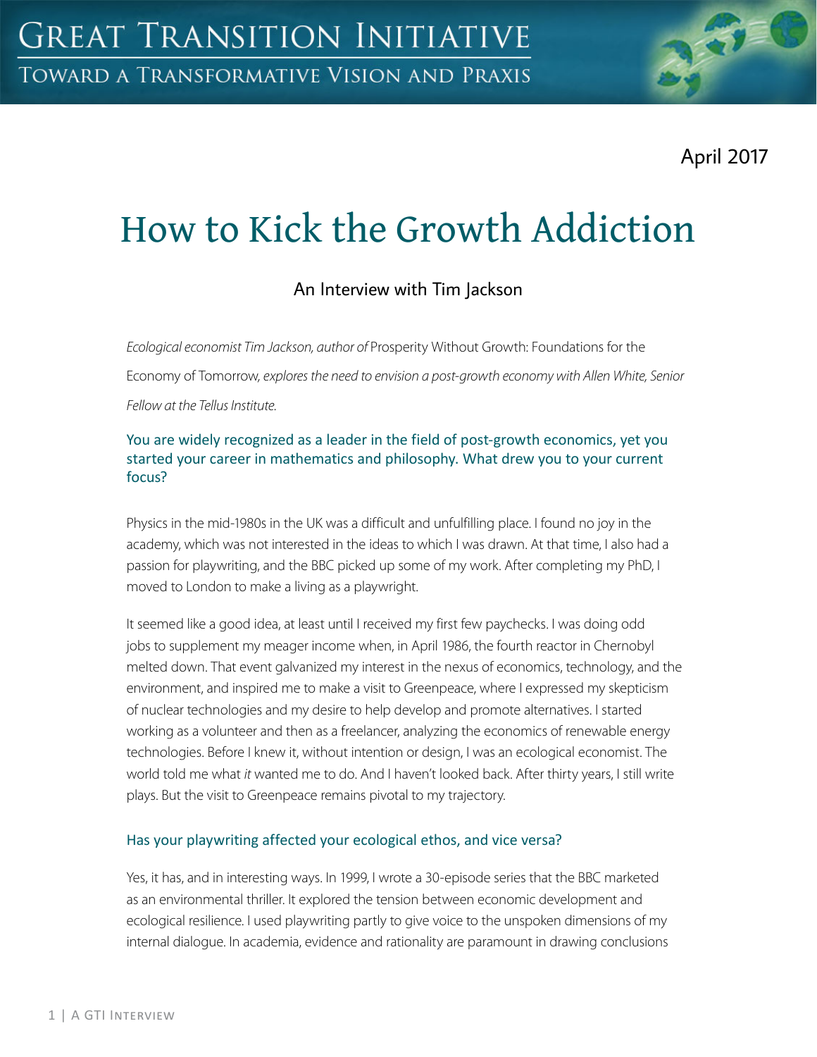GREAT TRANSITION INITIATIVE

TOWARD A TRANSFORMATIVE VISION AND PRAXIS

April 2017

# How to Kick the Growth Addiction

## An Interview with Tim Jackson

*Ecological economist Tim Jackson, author of* Prosperity Without Growth: Foundations for the Economy of Tomorrow, *explores the need to envision a post-growth economy with Allen White, Senior Fellow at the Tellus Institute.*

### You are widely recognized as a leader in the field of post-growth economics, yet you started your career in mathematics and philosophy. What drew you to your current focus?

Physics in the mid-1980s in the UK was a difficult and unfulfilling place. I found no joy in the academy, which was not interested in the ideas to which I was drawn. At that time, I also had a passion for playwriting, and the BBC picked up some of my work. After completing my PhD, I moved to London to make a living as a playwright.

It seemed like a good idea, at least until I received my first few paychecks. I was doing odd jobs to supplement my meager income when, in April 1986, the fourth reactor in Chernobyl melted down. That event galvanized my interest in the nexus of economics, technology, and the environment, and inspired me to make a visit to Greenpeace, where I expressed my skepticism of nuclear technologies and my desire to help develop and promote alternatives. I started working as a volunteer and then as a freelancer, analyzing the economics of renewable energy technologies. Before I knew it, without intention or design, I was an ecological economist. The world told me what *it* wanted me to do. And I haven't looked back. After thirty years, I still write plays. But the visit to Greenpeace remains pivotal to my trajectory.

### Has your playwriting affected your ecological ethos, and vice versa?

Yes, it has, and in interesting ways. In 1999, I wrote a 30-episode series that the BBC marketed as an environmental thriller. It explored the tension between economic development and ecological resilience. I used playwriting partly to give voice to the unspoken dimensions of my internal dialogue. In academia, evidence and rationality are paramount in drawing conclusions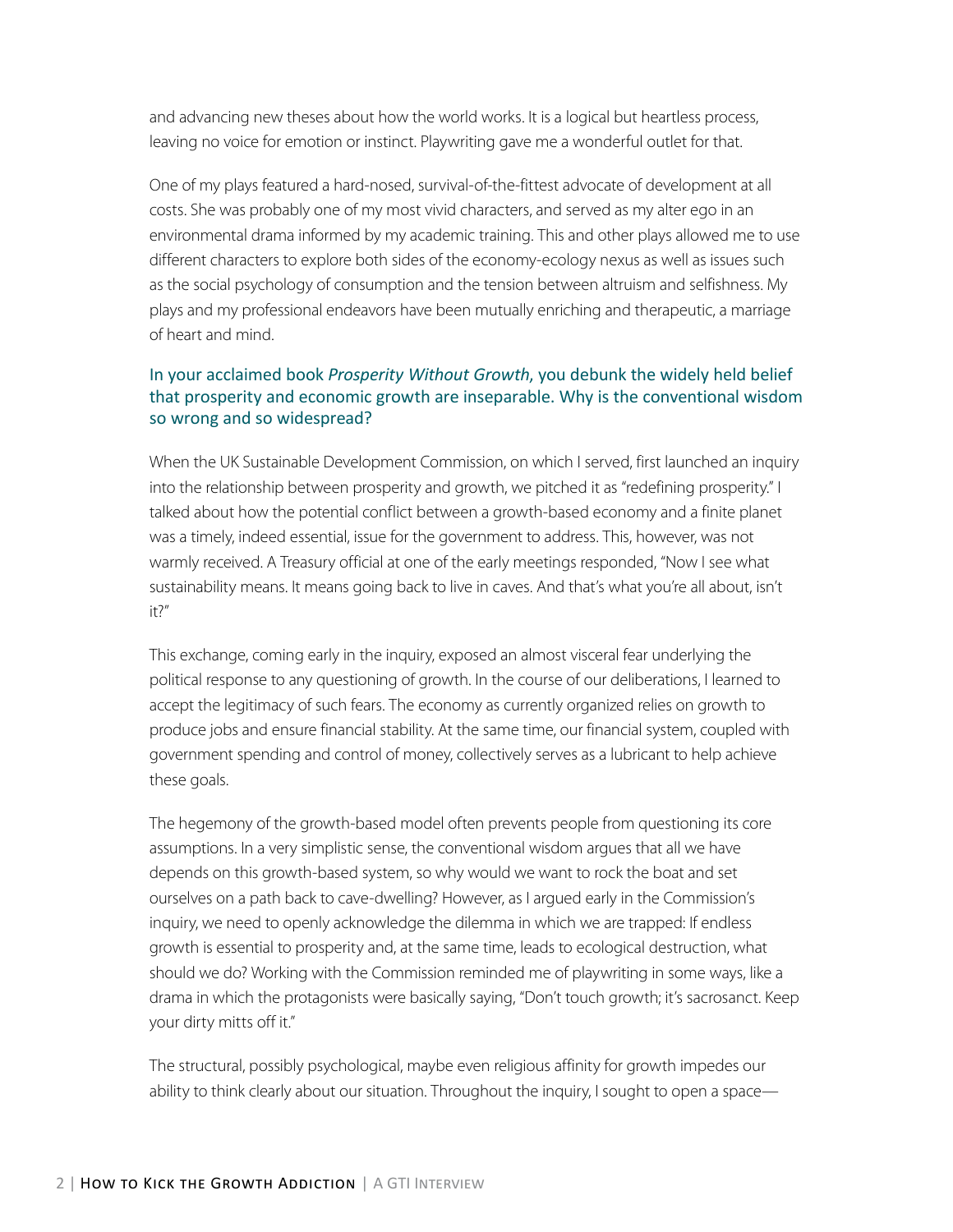and advancing new theses about how the world works. It is a logical but heartless process, leaving no voice for emotion or instinct. Playwriting gave me a wonderful outlet for that.

One of my plays featured a hard-nosed, survival-of-the-fittest advocate of development at all costs. She was probably one of my most vivid characters, and served as my alter ego in an environmental drama informed by my academic training. This and other plays allowed me to use different characters to explore both sides of the economy-ecology nexus as well as issues such as the social psychology of consumption and the tension between altruism and selfishness. My plays and my professional endeavors have been mutually enriching and therapeutic, a marriage of heart and mind.

### In your acclaimed book *Prosperity Without Growth*, you debunk the widely held belief that prosperity and economic growth are inseparable. Why is the conventional wisdom so wrong and so widespread?

When the UK Sustainable Development Commission, on which I served, first launched an inquiry into the relationship between prosperity and growth, we pitched it as "redefining prosperity." I talked about how the potential conflict between a growth-based economy and a finite planet was a timely, indeed essential, issue for the government to address. This, however, was not warmly received. A Treasury official at one of the early meetings responded, "Now I see what sustainability means. It means going back to live in caves. And that's what you're all about, isn't it?"

This exchange, coming early in the inquiry, exposed an almost visceral fear underlying the political response to any questioning of growth. In the course of our deliberations, I learned to accept the legitimacy of such fears. The economy as currently organized relies on growth to produce jobs and ensure financial stability. At the same time, our financial system, coupled with government spending and control of money, collectively serves as a lubricant to help achieve these goals.

The hegemony of the growth-based model often prevents people from questioning its core assumptions. In a very simplistic sense, the conventional wisdom argues that all we have depends on this growth-based system, so why would we want to rock the boat and set ourselves on a path back to cave-dwelling? However, as I argued early in the Commission's inquiry, we need to openly acknowledge the dilemma in which we are trapped: If endless growth is essential to prosperity and, at the same time, leads to ecological destruction, what should we do? Working with the Commission reminded me of playwriting in some ways, like a drama in which the protagonists were basically saying, "Don't touch growth; it's sacrosanct. Keep your dirty mitts off it."

The structural, possibly psychological, maybe even religious affinity for growth impedes our ability to think clearly about our situation. Throughout the inquiry, I sought to open a space—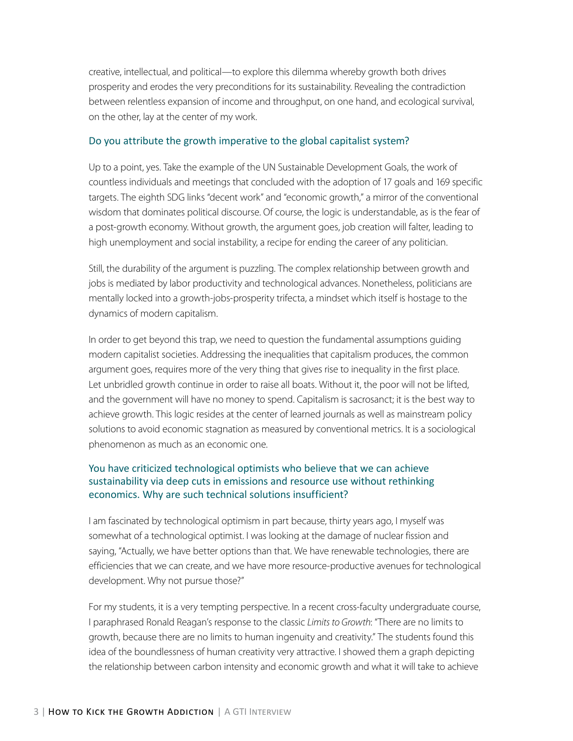creative, intellectual, and political—to explore this dilemma whereby growth both drives prosperity and erodes the very preconditions for its sustainability. Revealing the contradiction between relentless expansion of income and throughput, on one hand, and ecological survival, on the other, lay at the center of my work.

### Do you attribute the growth imperative to the global capitalist system?

Up to a point, yes. Take the example of the UN Sustainable Development Goals, the work of countless individuals and meetings that concluded with the adoption of 17 goals and 169 specific targets. The eighth SDG links "decent work" and "economic growth," a mirror of the conventional wisdom that dominates political discourse. Of course, the logic is understandable, as is the fear of a post-growth economy. Without growth, the argument goes, job creation will falter, leading to high unemployment and social instability, a recipe for ending the career of any politician.

Still, the durability of the argument is puzzling. The complex relationship between growth and jobs is mediated by labor productivity and technological advances. Nonetheless, politicians are mentally locked into a growth-jobs-prosperity trifecta, a mindset which itself is hostage to the dynamics of modern capitalism.

In order to get beyond this trap, we need to question the fundamental assumptions guiding modern capitalist societies. Addressing the inequalities that capitalism produces, the common argument goes, requires more of the very thing that gives rise to inequality in the first place. Let unbridled growth continue in order to raise all boats. Without it, the poor will not be lifted, and the government will have no money to spend. Capitalism is sacrosanct; it is the best way to achieve growth. This logic resides at the center of learned journals as well as mainstream policy solutions to avoid economic stagnation as measured by conventional metrics. It is a sociological phenomenon as much as an economic one.

### You have criticized technological optimists who believe that we can achieve sustainability via deep cuts in emissions and resource use without rethinking economics. Why are such technical solutions insufficient?

I am fascinated by technological optimism in part because, thirty years ago, I myself was somewhat of a technological optimist. I was looking at the damage of nuclear fission and saying, "Actually, we have better options than that. We have renewable technologies, there are efficiencies that we can create, and we have more resource-productive avenues for technological development. Why not pursue those?"

For my students, it is a very tempting perspective. In a recent cross-faculty undergraduate course, I paraphrased Ronald Reagan's response to the classic *Limits to Growth*: "There are no limits to growth, because there are no limits to human ingenuity and creativity." The students found this idea of the boundlessness of human creativity very attractive. I showed them a graph depicting the relationship between carbon intensity and economic growth and what it will take to achieve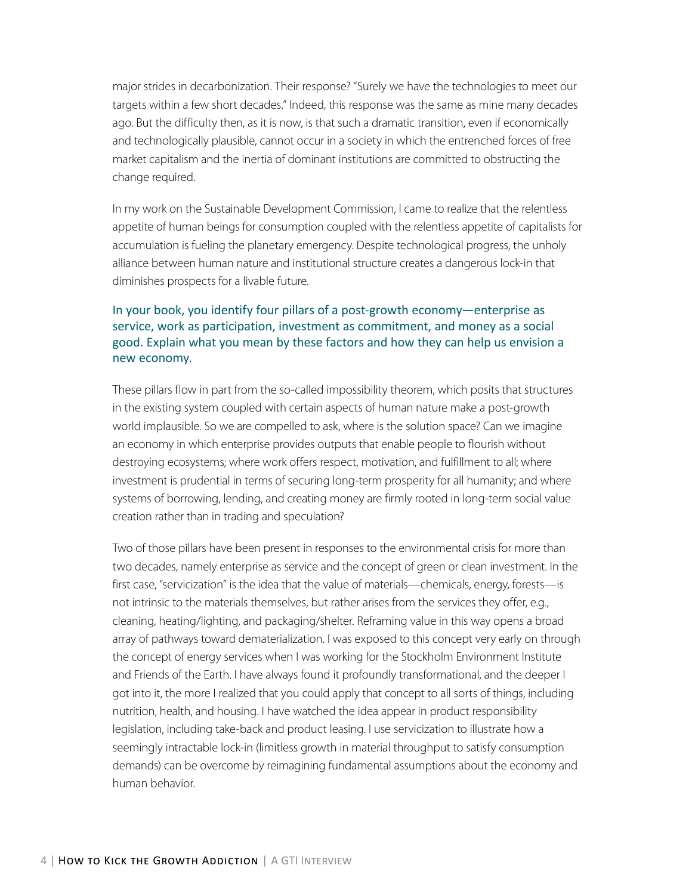major strides in decarbonization. Their response? "Surely we have the technologies to meet our targets within a few short decades." Indeed, this response was the same as mine many decades ago. But the difficulty then, as it is now, is that such a dramatic transition, even if economically and technologically plausible, cannot occur in a society in which the entrenched forces of free market capitalism and the inertia of dominant institutions are committed to obstructing the change required.

In my work on the Sustainable Development Commission, I came to realize that the relentless appetite of human beings for consumption coupled with the relentless appetite of capitalists for accumulation is fueling the planetary emergency. Despite technological progress, the unholy alliance between human nature and institutional structure creates a dangerous lock-in that diminishes prospects for a livable future.

### In your book, you identify four pillars of a post-growth economy—enterprise as service, work as participation, investment as commitment, and money as a social good. Explain what you mean by these factors and how they can help us envision a new economy.

These pillars flow in part from the so-called impossibility theorem, which posits that structures in the existing system coupled with certain aspects of human nature make a post-growth world implausible. So we are compelled to ask, where is the solution space? Can we imagine an economy in which enterprise provides outputs that enable people to flourish without destroying ecosystems; where work offers respect, motivation, and fulfillment to all; where investment is prudential in terms of securing long-term prosperity for all humanity; and where systems of borrowing, lending, and creating money are firmly rooted in long-term social value creation rather than in trading and speculation?

Two of those pillars have been present in responses to the environmental crisis for more than two decades, namely enterprise as service and the concept of green or clean investment. In the first case, "servicization" is the idea that the value of materials—chemicals, energy, forests—is not intrinsic to the materials themselves, but rather arises from the services they offer, e.g., cleaning, heating/lighting, and packaging/shelter. Reframing value in this way opens a broad array of pathways toward dematerialization. I was exposed to this concept very early on through the concept of energy services when I was working for the Stockholm Environment Institute and Friends of the Earth. I have always found it profoundly transformational, and the deeper I got into it, the more I realized that you could apply that concept to all sorts of things, including nutrition, health, and housing. I have watched the idea appear in product responsibility legislation, including take-back and product leasing. I use servicization to illustrate how a seemingly intractable lock-in (limitless growth in material throughput to satisfy consumption demands) can be overcome by reimagining fundamental assumptions about the economy and human behavior.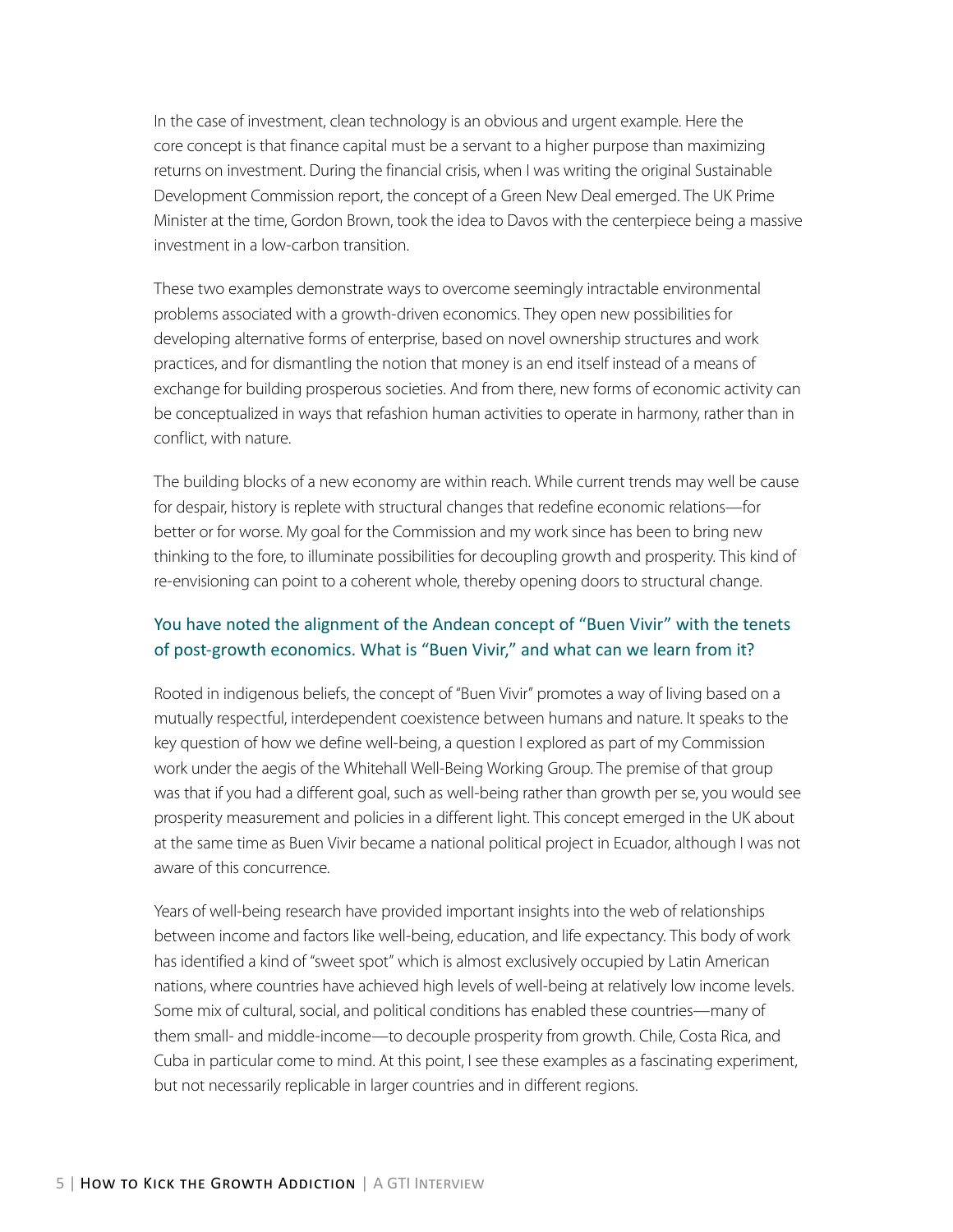In the case of investment, clean technology is an obvious and urgent example. Here the core concept is that finance capital must be a servant to a higher purpose than maximizing returns on investment. During the financial crisis, when I was writing the original Sustainable Development Commission report, the concept of a Green New Deal emerged. The UK Prime Minister at the time, Gordon Brown, took the idea to Davos with the centerpiece being a massive investment in a low-carbon transition.

These two examples demonstrate ways to overcome seemingly intractable environmental problems associated with a growth-driven economics. They open new possibilities for developing alternative forms of enterprise, based on novel ownership structures and work practices, and for dismantling the notion that money is an end itself instead of a means of exchange for building prosperous societies. And from there, new forms of economic activity can be conceptualized in ways that refashion human activities to operate in harmony, rather than in conflict, with nature.

The building blocks of a new economy are within reach. While current trends may well be cause for despair, history is replete with structural changes that redefine economic relations—for better or for worse. My goal for the Commission and my work since has been to bring new thinking to the fore, to illuminate possibilities for decoupling growth and prosperity. This kind of re-envisioning can point to a coherent whole, thereby opening doors to structural change.

### You have noted the alignment of the Andean concept of "Buen Vivir" with the tenets of post-growth economics. What is "Buen Vivir," and what can we learn from it?

Rooted in indigenous beliefs, the concept of "Buen Vivir" promotes a way of living based on a mutually respectful, interdependent coexistence between humans and nature. It speaks to the key question of how we define well-being, a question I explored as part of my Commission work under the aegis of the Whitehall Well-Being Working Group. The premise of that group was that if you had a different goal, such as well-being rather than growth per se, you would see prosperity measurement and policies in a different light. This concept emerged in the UK about at the same time as Buen Vivir became a national political project in Ecuador, although I was not aware of this concurrence.

Years of well-being research have provided important insights into the web of relationships between income and factors like well-being, education, and life expectancy. This body of work has identified a kind of "sweet spot" which is almost exclusively occupied by Latin American nations, where countries have achieved high levels of well-being at relatively low income levels. Some mix of cultural, social, and political conditions has enabled these countries—many of them small- and middle-income—to decouple prosperity from growth. Chile, Costa Rica, and Cuba in particular come to mind. At this point, I see these examples as a fascinating experiment, but not necessarily replicable in larger countries and in different regions.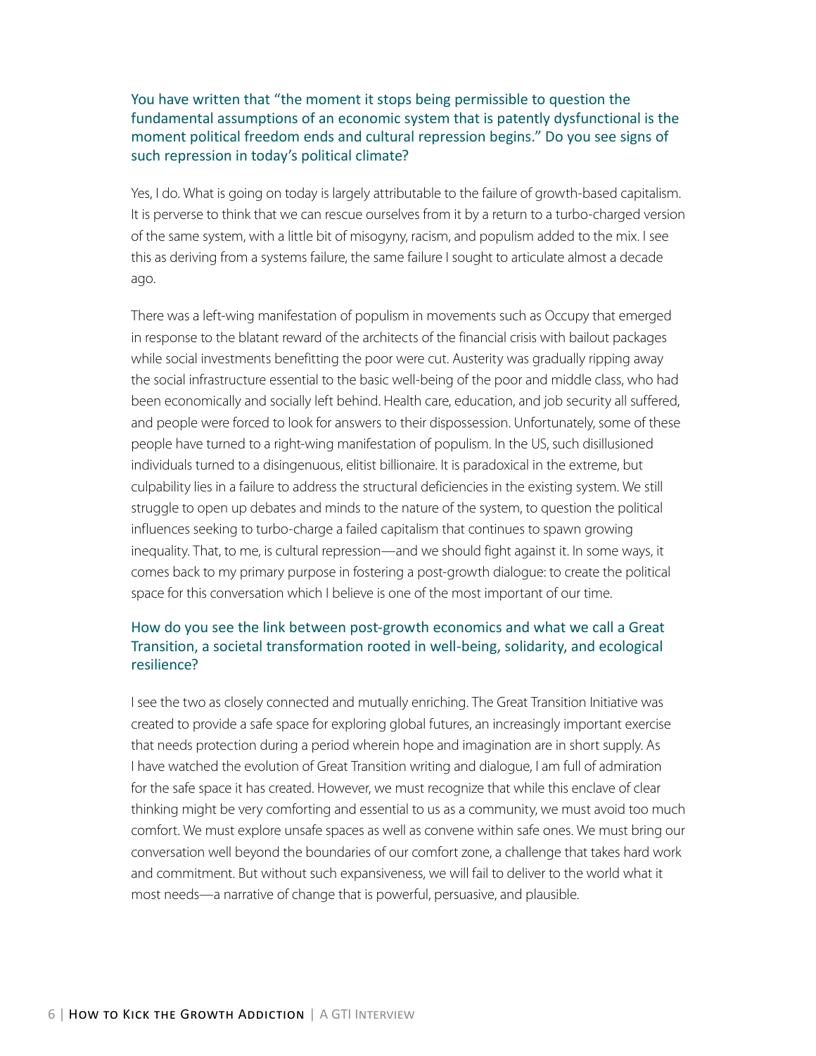**You have written that "the moment it stops being permissible to question the fundamental assumptions of an economic system that is patently dysfunctional is the moment political freedom ends and cultural repression begins." Do you see signs of such repression in today's political climate?**

Yes, I do. What is going on today is largely attributable to the failure of growth-based capitalism. It is perverse to think that we can rescue ourselves from it by a return to a turbo-charged version of the same system, with a little bit of misogyny, racism, and populism added to the mix. I see this as deriving from a systems failure, the same failure I sought to articulate almost a decade ago.

There was a left-wing manifestation of populism in movements such as Occupy that emerged in response to the blatant reward of the architects of the financial crisis with bailout packages while social investments benefitting the poor were cut. Austerity was gradually ripping away the social infrastructure essential to the basic well-being of the poor and middle class, who had been economically and socially left behind. Health care, education, and job security all suffered, and people were forced to look for answers to their dispossession. Unfortunately, some of these people have turned to a right-wing manifestation of populism. In the US, such disillusioned individuals turned to a disingenuous, elitist billionaire. It is paradoxical in the extreme, but culpability lies in a failure to address the structural deficiencies in the existing system. We still struggle to open up debates and minds to the nature of the system, to question the political influences seeking to turbo-charge a failed capitalism that continues to spawn growing inequality. That, to me, is cultural repression—and we should fight against it. In some ways, it comes back to my primary purpose in fostering a post-growth dialogue: to create the political space for this conversation which I believe is one of the most important of our time.

**How do you see the link between post-growth economics and what we call a Great Transition, a societal transformation rooted in well-being, solidarity, and ecological resilience?**

I see the two as closely connected and mutually enriching. The Great Transition Initiative was created to provide a safe space for exploring global futures, an increasingly important exercise that needs protection during a period wherein hope and imagination are in short supply. As I have watched the evolution of Great Transition writing and dialogue, I am full of admiration for the safe space it has created. However, we must recognize that while this enclave of clear thinking might be very comforting and essential to us as a community, we must avoid too much comfort. We must explore unsafe spaces as well as convene within safe ones. We must bring our conversation well beyond the boundaries of our comfort zone, a challenge that takes hard work and commitment. But without such expansiveness, we will fail to deliver to the world what it most needs—a narrative of change that is powerful, persuasive, and plausible.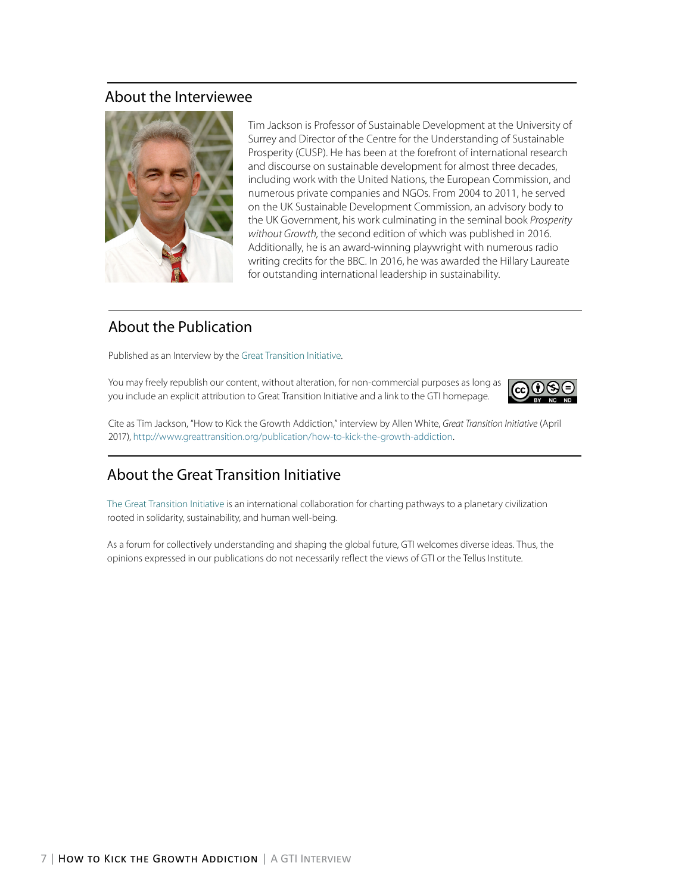## About the Interviewee

Tim Jackson is Professor of Sustainable Development at the University of Surrey and Director of the Centre for the Understanding of Sustainable Prosperity (CUSP). He has been at the forefront of international research and discourse on sustainable development for almost three decades, including work with the United Nations, the European Commission, and numerous private companies and NGOs. From 2004 to 2011, he served on the UK Sustainable Development Commission, an advisory body to the UK Government, his work culminating in the seminal book *Prosperity without Growth*, the second edition of which was published in 2016. Additionally, he is an award-winning playwright with numerous radio writing credits for the BBC. In 2016, he was awarded the Hillary Laureate for outstanding international leadership in sustainability.

## About the Publication

Published as an Interview by the Great Transition Initiative.

You may freely republish our content, without alteration, for non-commercial purposes as long as you include an explicit attribution to Great Transition Initiative and a link to the GTI homepage.

Cite as Tim Jackson, "How to Kick the Growth Addiction," interview by Allen White, *Great Transition Initiative* (April 2017), http://www.greattransition.org/publication/how-to-kick-the-growth-addiction.

## About the Great Transition Initiative

The Great Transition Initiative is an international collaboration for charting pathways to a planetary civilization rooted in solidarity, sustainability, and human well-being.

As a forum for collectively understanding and shaping the global future, GTI welcomes diverse ideas. Thus, the opinions expressed in our publications do not necessarily reflect the views of GTI or the Tellus Institute.